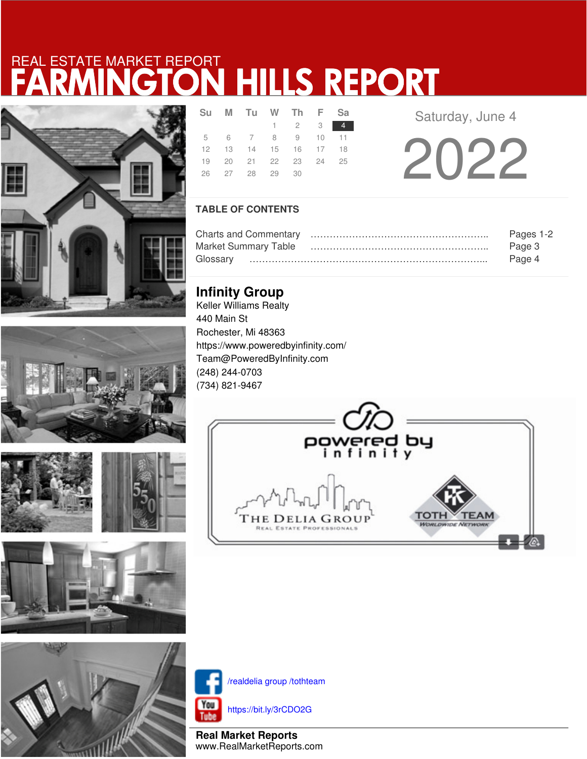REAL ESTATE MARKET REPORT

# FARMINGTON HILLS REPORT

| Su | M | Tu | W | Th | F | Sa |
|---|---|---|---|---|---|---|
| | | | 1 | 2 | 3 | 4 |
| 5 | 6 | 7 | 8 | 9 | 10 | 11 |
| 12 | 13 | 14 | 15 | 16 | 17 | 18 |
| 19 | 20 | 21 | 22 | 23 | 24 | 25 |
| 26 | 27 | 28 | 29 | 30 | | |

Saturday, June 4

2022

## TABLE OF CONTENTS

Charts and Commentary ………………………………………………….. Pages 1-2
Market Summary Table ………………………………………………….. Page 3
Glossary …………………………………………………………………….. Page 4

## Infinity Group

Keller Williams Realty
440 Main St
Rochester, Mi 48363
https://www.poweredbyinfinity.com/
Team@PoweredByInfinity.com
(248) 244-0703
(734) 821-9467

/realdelia group /tothteam

https://bit.ly/3rCDO2G

**Real Market Reports**
www.RealMarketReports.com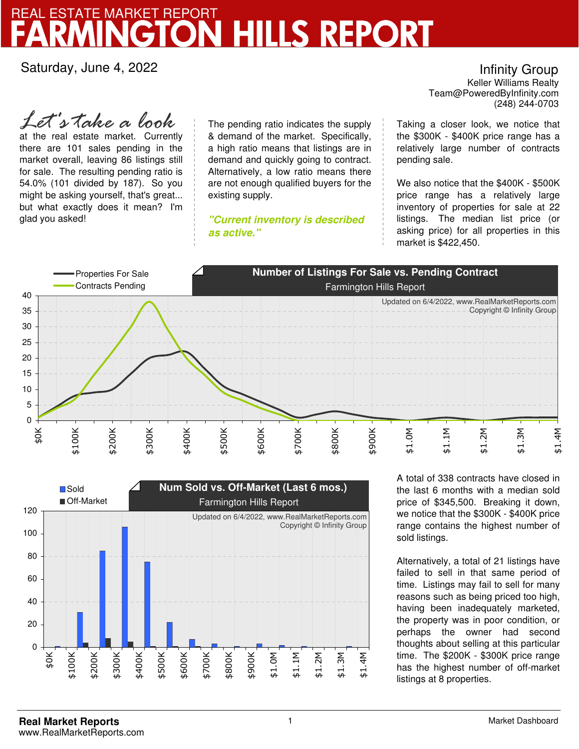REAL ESTATE MARKET REPORT

# FARMINGTON HILLS REPORT

Saturday, June 4, 2022

**Infinity Group**
Keller Williams Realty
Team@PoweredByInfinity.com
(248) 244-0703

*Let's take a look* at the real estate market. Currently there are 101 sales pending in the market overall, leaving 86 listings still for sale. The resulting pending ratio is 54.0% (101 divided by 187). So you might be asking yourself, that's great... but what exactly does it mean? I'm glad you asked!

The pending ratio indicates the supply & demand of the market. Specifically, a high ratio means that listings are in demand and quickly going to contract. Alternatively, a low ratio means there are not enough qualified buyers for the existing supply.

***"Current inventory is described as active."***

Taking a closer look, we notice that the \$300K - \$400K price range has a relatively large number of contracts pending sale.

We also notice that the \$400K - \$500K price range has a relatively large inventory of properties for sale at 22 listings. The median list price (or asking price) for all properties in this market is \$422,450.

**Number of Listings For Sale vs. Pending Contract**
Farmington Hills Report
Updated on 6/4/2022, www.RealMarketReports.com
Copyright © Infinity Group

**Num Sold vs. Off-Market (Last 6 mos.)**
Farmington Hills Report
Updated on 6/4/2022, www.RealMarketReports.com
Copyright © Infinity Group

A total of 338 contracts have closed in the last 6 months with a median sold price of \$345,500. Breaking it down, we notice that the \$300K - \$400K price range contains the highest number of sold listings.

Alternatively, a total of 21 listings have failed to sell in that same period of time. Listings may fail to sell for many reasons such as being priced too high, having been inadequately marketed, the property was in poor condition, or perhaps the owner had second thoughts about selling at this particular time. The \$200K - \$300K price range has the highest number of off-market listings at 8 properties.

**Real Market Reports**
www.RealMarketReports.com

Market Dashboard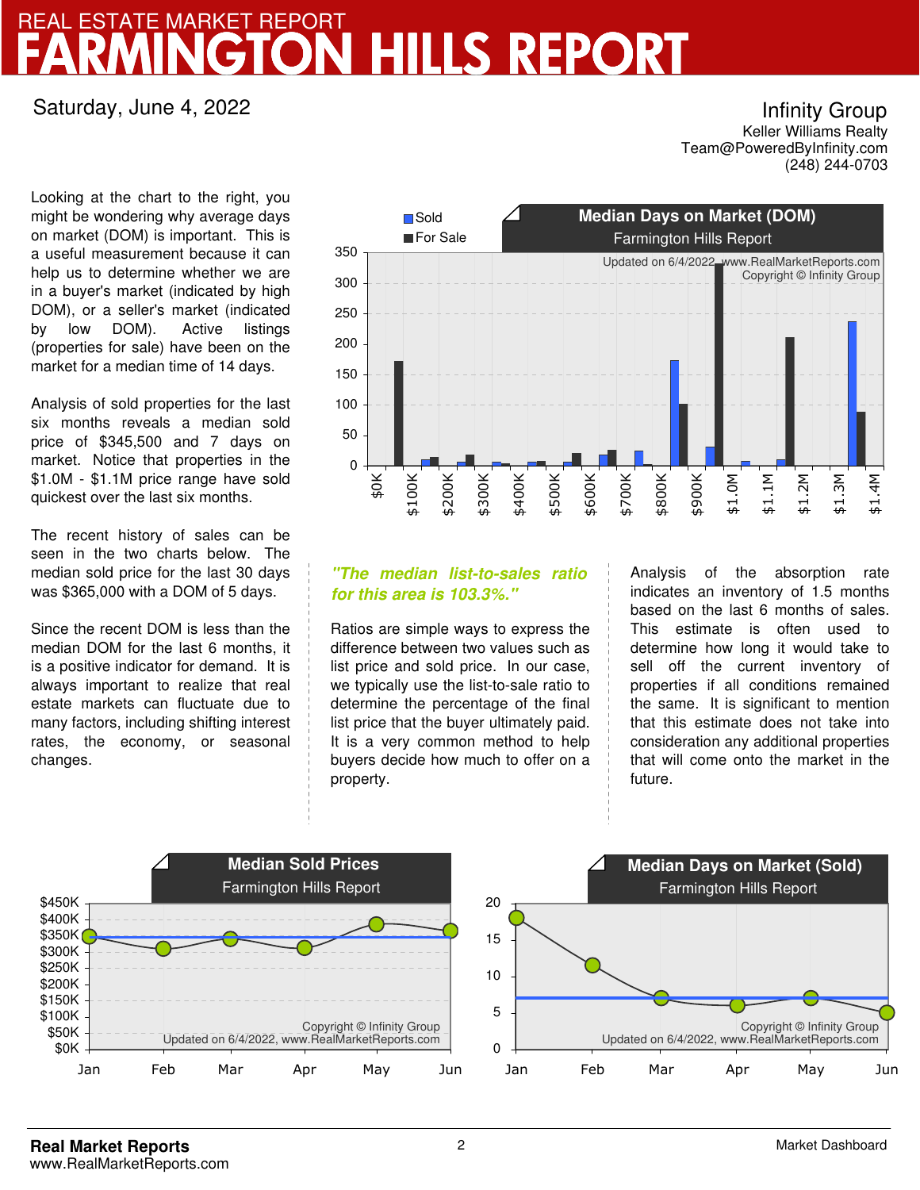# REAL ESTATE MARKET REPORT
# FARMINGTON HILLS REPORT

Saturday, June 4, 2022

Infinity Group
Keller Williams Realty
Team@PoweredByInfinity.com
(248) 244-0703

Looking at the chart to the right, you might be wondering why average days on market (DOM) is important. This is a useful measurement because it can help us to determine whether we are in a buyer's market (indicated by high DOM), or a seller's market (indicated by low DOM). Active listings (properties for sale) have been on the market for a median time of 14 days.

Analysis of sold properties for the last six months reveals a median sold price of $345,500 and 7 days on market. Notice that properties in the $1.0M - $1.1M price range have sold quickest over the last six months.

The recent history of sales can be seen in the two charts below. The median sold price for the last 30 days was $365,000 with a DOM of 5 days.

Since the recent DOM is less than the median DOM for the last 6 months, it is a positive indicator for demand. It is always important to realize that real estate markets can fluctuate due to many factors, including shifting interest rates, the economy, or seasonal changes.

***"The median list-to-sales ratio for this area is 103.3%."***

Ratios are simple ways to express the difference between two values such as list price and sold price. In our case, we typically use the list-to-sale ratio to determine the percentage of the final list price that the buyer ultimately paid. It is a very common method to help buyers decide how much to offer on a property.

Analysis of the absorption rate indicates an inventory of 1.5 months based on the last 6 months of sales. This estimate is often used to determine how long it would take to sell off the current inventory of properties if all conditions remained the same. It is significant to mention that this estimate does not take into consideration any additional properties that will come onto the market in the future.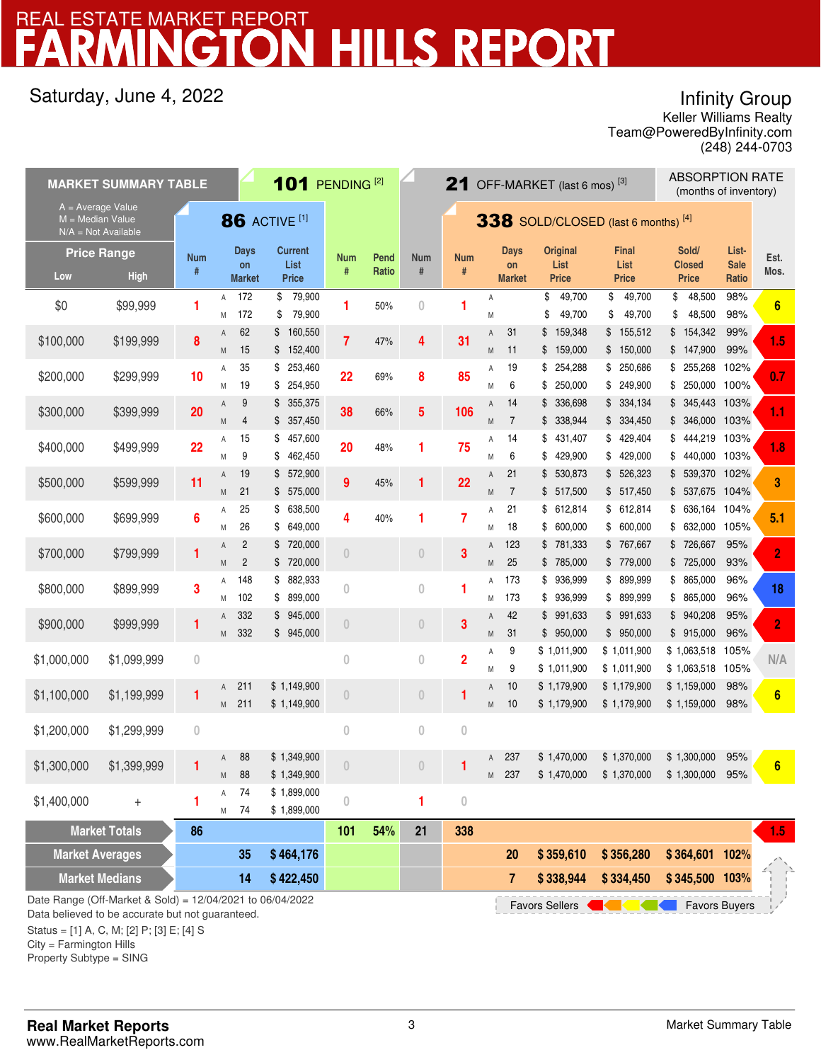# REAL ESTATE MARKET REPORT
# FARMINGTON HILLS REPORT

Saturday, June 4, 2022

Infinity Group
Keller Williams Realty
Team@PoweredByInfinity.com
(248) 244-0703

| MARKET SUMMARY TABLE | | 86 ACTIVE [1] | | | | 101 PENDING [2] | | 21 OFF-MARKET (last 6 mos) [3] | 338 SOLD/CLOSED (last 6 months) [4] | | | | | | | ABSORPTION RATE (months of inventory) |
|---|---|---|---|---|---|---|---|---|---|---|---|---|---|---|---|---|
| Price Range Low | High | Num # | | Days on Market | Current List Price | Num # | Pend Ratio | Num # | Num # | | Days on Market | Original List Price | Final List Price | Sold/ Closed Price | List-Sale Ratio | Est. Mos. |
| $0 | $99,999 | 1 | A | 172 | $ 79,900 | 1 | 50% | 0 | 1 | A | | $ 49,700 | $ 49,700 | $ 48,500 | 98% | 6 |
| | | | M | 172 | $ 79,900 | | | | | M | | $ 49,700 | $ 49,700 | $ 48,500 | 98% | |
| $100,000 | $199,999 | 8 | A | 62 | $ 160,550 | 7 | 47% | 4 | 31 | A | 31 | $ 159,348 | $ 155,512 | $ 154,342 | 99% | 1.5 |
| | | | M | 15 | $ 152,400 | | | | | M | 11 | $ 159,000 | $ 150,000 | $ 147,900 | 99% | |
| $200,000 | $299,999 | 10 | A | 35 | $ 253,460 | 22 | 69% | 8 | 85 | A | 19 | $ 254,288 | $ 250,686 | $ 255,268 | 102% | 0.7 |
| | | | M | 19 | $ 254,950 | | | | | M | 6 | $ 250,000 | $ 249,900 | $ 250,000 | 100% | |
| $300,000 | $399,999 | 20 | A | 9 | $ 355,375 | 38 | 66% | 5 | 106 | A | 14 | $ 336,698 | $ 334,134 | $ 345,443 | 103% | 1.1 |
| | | | M | 4 | $ 357,450 | | | | | M | 7 | $ 338,944 | $ 334,450 | $ 346,000 | 103% | |
| $400,000 | $499,999 | 22 | A | 15 | $ 457,600 | 20 | 48% | 1 | 75 | A | 14 | $ 431,407 | $ 429,404 | $ 444,219 | 103% | 1.8 |
| | | | M | 9 | $ 462,450 | | | | | M | 6 | $ 429,900 | $ 429,000 | $ 440,000 | 103% | |
| $500,000 | $599,999 | 11 | A | 19 | $ 572,900 | 9 | 45% | 1 | 22 | A | 21 | $ 530,873 | $ 526,323 | $ 539,370 | 102% | 3 |
| | | | M | 21 | $ 575,000 | | | | | M | 7 | $ 517,500 | $ 517,450 | $ 537,675 | 104% | |
| $600,000 | $699,999 | 6 | A | 25 | $ 638,500 | 4 | 40% | 1 | 7 | A | 21 | $ 612,814 | $ 612,814 | $ 636,164 | 104% | 5.1 |
| | | | M | 26 | $ 649,000 | | | | | M | 18 | $ 600,000 | $ 600,000 | $ 632,000 | 105% | |
| $700,000 | $799,999 | 1 | A | 2 | $ 720,000 | 0 | | 0 | 3 | A | 123 | $ 781,333 | $ 767,667 | $ 726,667 | 95% | 2 |
| | | | M | 2 | $ 720,000 | | | | | M | 25 | $ 785,000 | $ 779,000 | $ 725,000 | 93% | |
| $800,000 | $899,999 | 3 | A | 148 | $ 882,933 | 0 | | 0 | 1 | A | 173 | $ 936,999 | $ 899,999 | $ 865,000 | 96% | 18 |
| | | | M | 102 | $ 899,000 | | | | | M | 173 | $ 936,999 | $ 899,999 | $ 865,000 | 96% | |
| $900,000 | $999,999 | 1 | A | 332 | $ 945,000 | 0 | | 0 | 3 | A | 42 | $ 991,633 | $ 991,633 | $ 940,208 | 95% | 2 |
| | | | M | 332 | $ 945,000 | | | | | M | 31 | $ 950,000 | $ 950,000 | $ 915,000 | 96% | |
| $1,000,000 | $1,099,999 | 0 | | | | 0 | | 0 | 2 | A | 9 | $ 1,011,900 | $ 1,011,900 | $ 1,063,518 | 105% | N/A |
| | | | | | | | | | | M | 9 | $ 1,011,900 | $ 1,011,900 | $ 1,063,518 | 105% | |
| $1,100,000 | $1,199,999 | 1 | A | 211 | $ 1,149,900 | 0 | | 0 | 1 | A | 10 | $ 1,179,900 | $ 1,179,900 | $ 1,159,000 | 98% | 6 |
| | | | M | 211 | $ 1,149,900 | | | | | M | 10 | $ 1,179,900 | $ 1,179,900 | $ 1,159,000 | 98% | |
| $1,200,000 | $1,299,999 | 0 | | | | 0 | | 0 | 0 | | | | | | | |
| $1,300,000 | $1,399,999 | 1 | A | 88 | $ 1,349,900 | 0 | | 0 | 1 | A | 237 | $ 1,470,000 | $ 1,370,000 | $ 1,300,000 | 95% | 6 |
| | | | M | 88 | $ 1,349,900 | | | | | M | 237 | $ 1,470,000 | $ 1,370,000 | $ 1,300,000 | 95% | |
| $1,400,000 | + | 1 | A | 74 | $ 1,899,000 | 0 | | 1 | 0 | | | | | | | |
| | | | M | 74 | $ 1,899,000 | | | | | | | | | | | |
| **Market Totals** | | **86** | | | | **101** | **54%** | **21** | **338** | | | | | | | **1.5** |
| **Market Averages** | | | | **35** | **$ 464,176** | | | | | | **20** | **$ 359,610** | **$ 356,280** | **$ 364,601** | **102%** | |
| **Market Medians** | | | | **14** | **$ 422,450** | | | | | | **7** | **$ 338,944** | **$ 334,450** | **$ 345,500** | **103%** | |

A = Average Value
M = Median Value
N/A = Not Available

Favors Sellers ← → Favors Buyers

Date Range (Off-Market & Sold) = 12/04/2021 to 06/04/2022
Data believed to be accurate but not guaranteed.

Status = [1] A, C, M; [2] P; [3] E; [4] S
City = Farmington Hills
Property Subtype = SING

**Real Market Reports**
www.RealMarketReports.com

Market Summary Table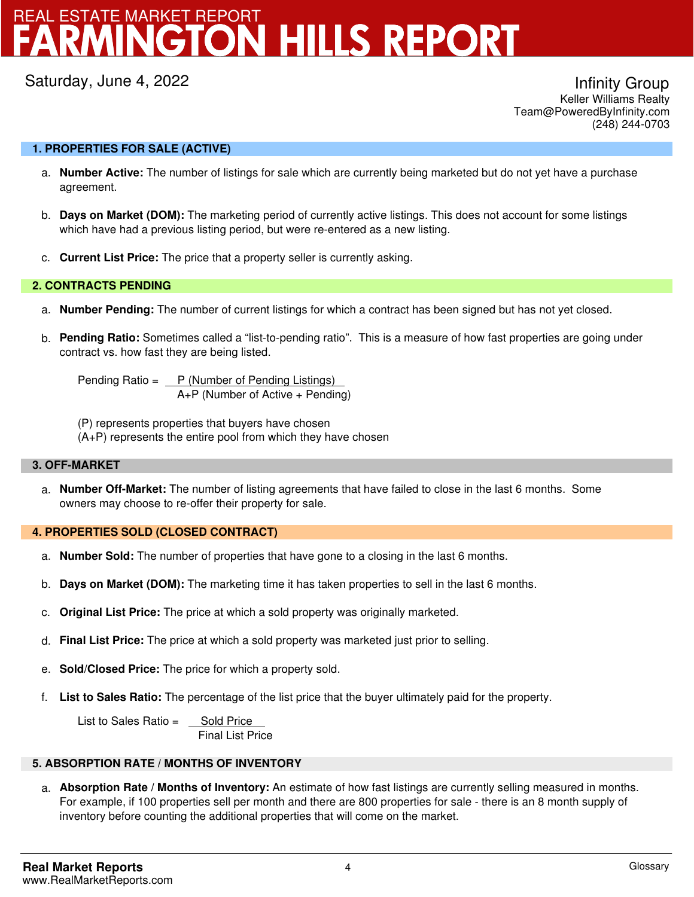# REAL ESTATE MARKET REPORT
# FARMINGTON HILLS REPORT

Saturday, June 4, 2022

Infinity Group
Keller Williams Realty
Team@PoweredByInfinity.com
(248) 244-0703

## 1. PROPERTIES FOR SALE (ACTIVE)

a. **Number Active:** The number of listings for sale which are currently being marketed but do not yet have a purchase agreement.

b. **Days on Market (DOM):** The marketing period of currently active listings. This does not account for some listings which have had a previous listing period, but were re-entered as a new listing.

c. **Current List Price:** The price that a property seller is currently asking.

## 2. CONTRACTS PENDING

a. **Number Pending:** The number of current listings for which a contract has been signed but has not yet closed.

b. **Pending Ratio:** Sometimes called a "list-to-pending ratio". This is a measure of how fast properties are going under contract vs. how fast they are being listed.

$$\text{Pending Ratio} = \frac{\text{P (Number of Pending Listings)}}{\text{A+P (Number of Active + Pending)}}$$

(P) represents properties that buyers have chosen
(A+P) represents the entire pool from which they have chosen

## 3. OFF-MARKET

a. **Number Off-Market:** The number of listing agreements that have failed to close in the last 6 months. Some owners may choose to re-offer their property for sale.

## 4. PROPERTIES SOLD (CLOSED CONTRACT)

a. **Number Sold:** The number of properties that have gone to a closing in the last 6 months.

b. **Days on Market (DOM):** The marketing time it has taken properties to sell in the last 6 months.

c. **Original List Price:** The price at which a sold property was originally marketed.

d. **Final List Price:** The price at which a sold property was marketed just prior to selling.

e. **Sold/Closed Price:** The price for which a property sold.

f. **List to Sales Ratio:** The percentage of the list price that the buyer ultimately paid for the property.

$$\text{List to Sales Ratio} = \frac{\text{Sold Price}}{\text{Final List Price}}$$

## 5. ABSORPTION RATE / MONTHS OF INVENTORY

a. **Absorption Rate / Months of Inventory:** An estimate of how fast listings are currently selling measured in months. For example, if 100 properties sell per month and there are 800 properties for sale - there is an 8 month supply of inventory before counting the additional properties that will come on the market.